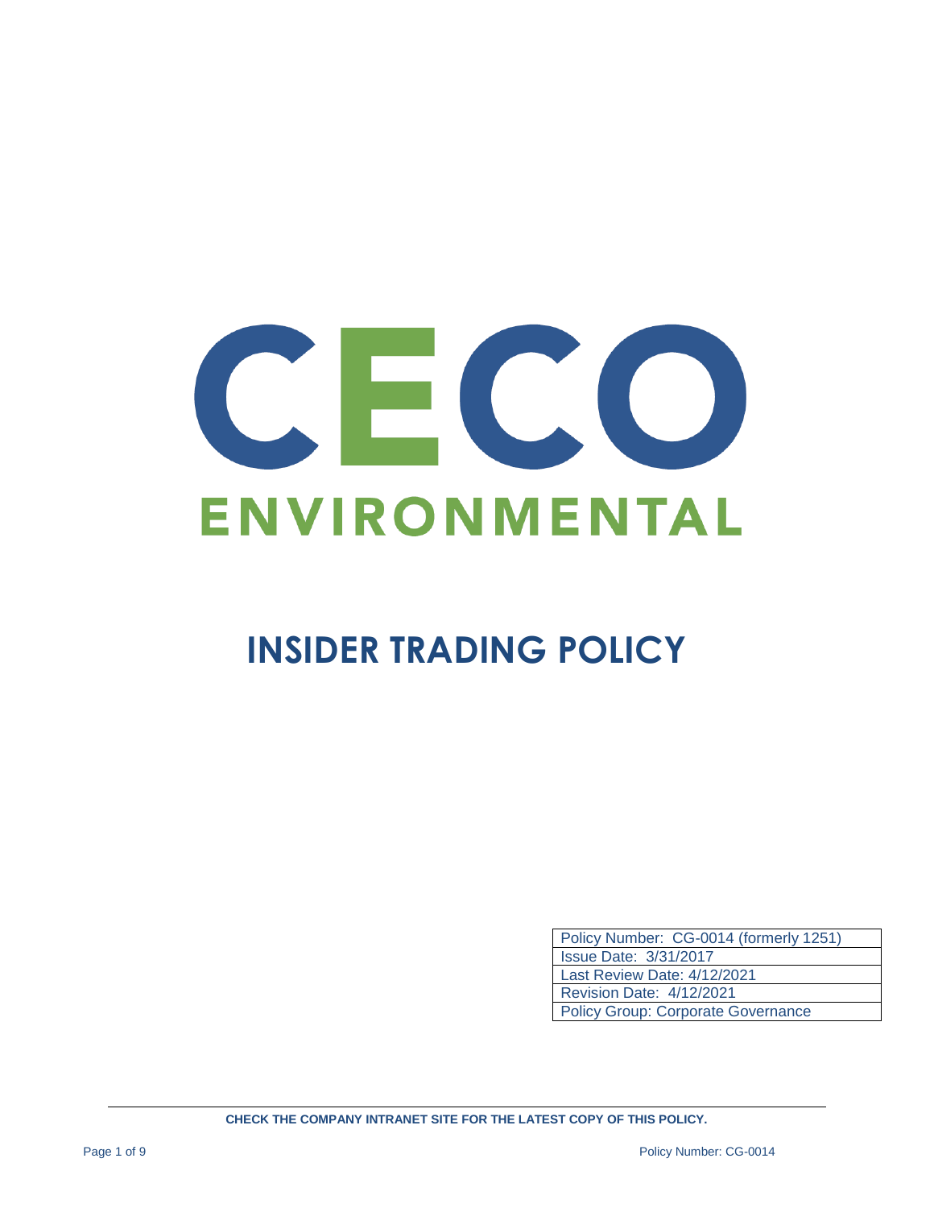# CECO ENVIRONMENTAL

# INSIDER TRADING POLICY

| Policy Number: CG-0014 (formerly 1251) |
| --- |
| Issue Date: 3/31/2017 |
| Last Review Date: 4/12/2021 |
| Revision Date: 4/12/2021 |
| Policy Group: Corporate Governance |

**CHECK THE COMPANY INTRANET SITE FOR THE LATEST COPY OF THIS POLICY.**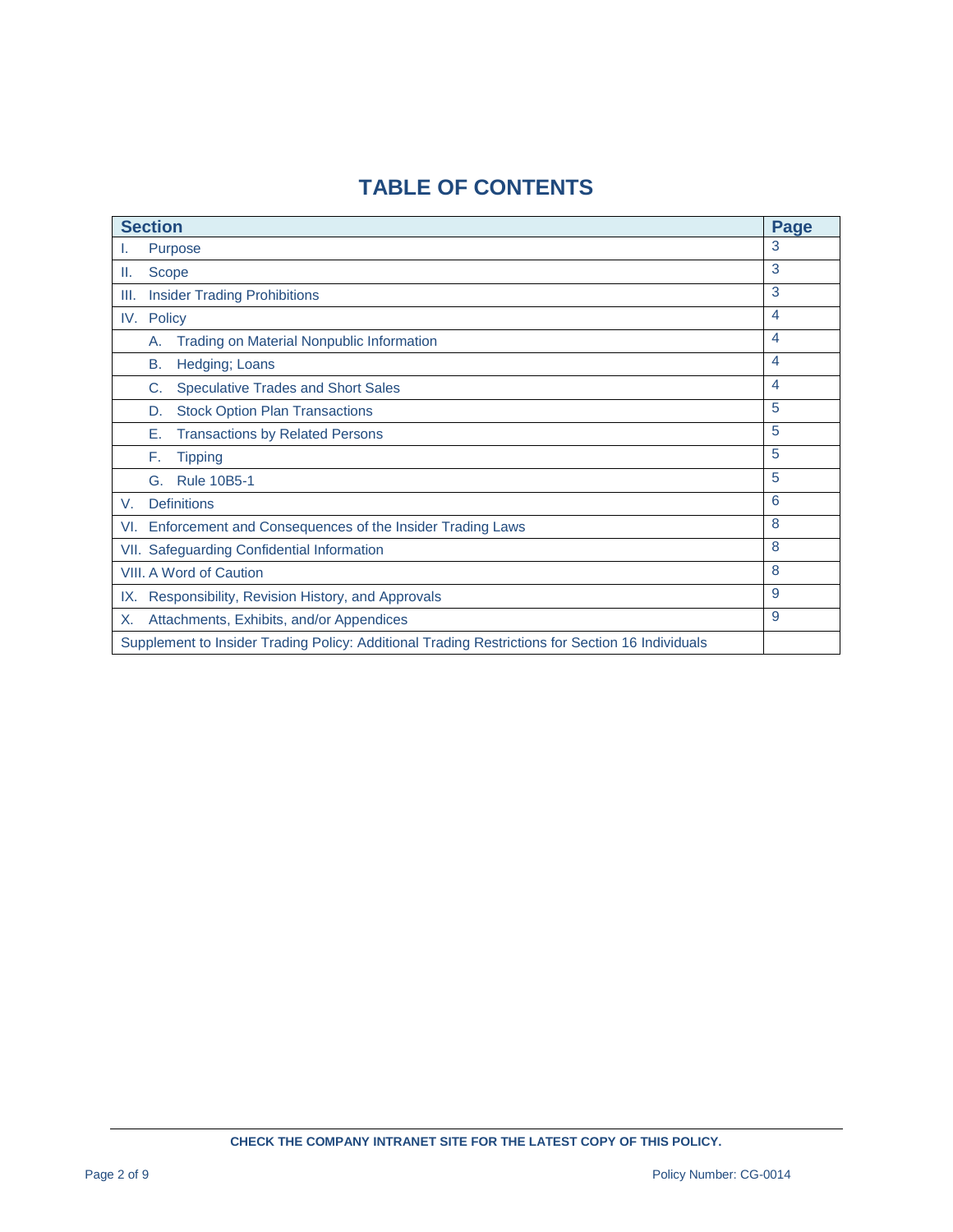# TABLE OF CONTENTS

| Section | Page |
|---|---|
| I. Purpose | 3 |
| II. Scope | 3 |
| III. Insider Trading Prohibitions | 3 |
| IV. Policy | 4 |
| A. Trading on Material Nonpublic Information | 4 |
| B. Hedging; Loans | 4 |
| C. Speculative Trades and Short Sales | 4 |
| D. Stock Option Plan Transactions | 5 |
| E. Transactions by Related Persons | 5 |
| F. Tipping | 5 |
| G. Rule 10B5-1 | 5 |
| V. Definitions | 6 |
| VI. Enforcement and Consequences of the Insider Trading Laws | 8 |
| VII. Safeguarding Confidential Information | 8 |
| VIII. A Word of Caution | 8 |
| IX. Responsibility, Revision History, and Approvals | 9 |
| X. Attachments, Exhibits, and/or Appendices | 9 |
| Supplement to Insider Trading Policy: Additional Trading Restrictions for Section 16 Individuals | |

**CHECK THE COMPANY INTRANET SITE FOR THE LATEST COPY OF THIS POLICY.**

Policy Number: CG-0014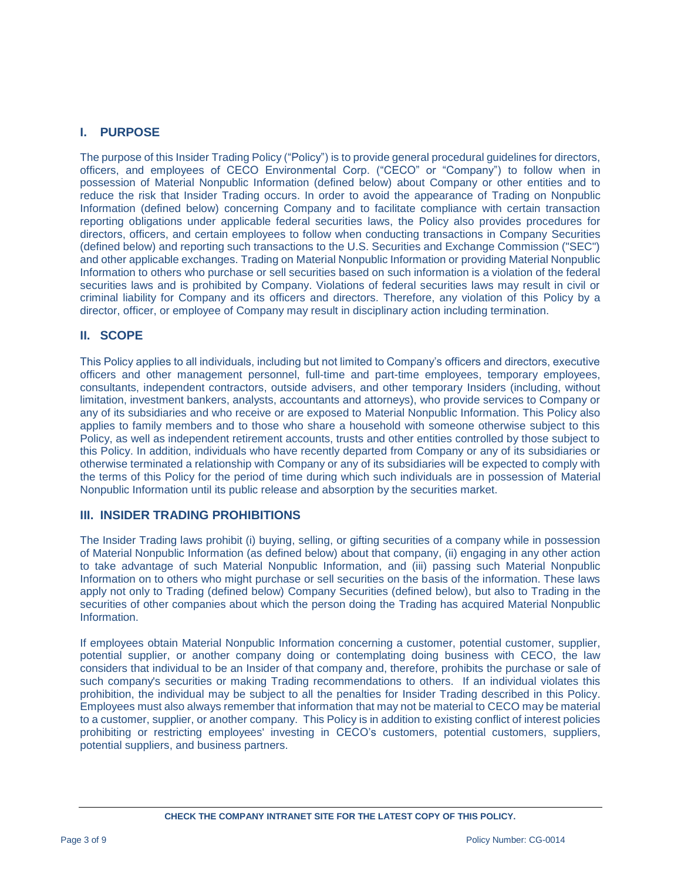## I. PURPOSE

The purpose of this Insider Trading Policy ("Policy") is to provide general procedural guidelines for directors, officers, and employees of CECO Environmental Corp. ("CECO" or "Company") to follow when in possession of Material Nonpublic Information (defined below) about Company or other entities and to reduce the risk that Insider Trading occurs. In order to avoid the appearance of Trading on Nonpublic Information (defined below) concerning Company and to facilitate compliance with certain transaction reporting obligations under applicable federal securities laws, the Policy also provides procedures for directors, officers, and certain employees to follow when conducting transactions in Company Securities (defined below) and reporting such transactions to the U.S. Securities and Exchange Commission ("SEC") and other applicable exchanges. Trading on Material Nonpublic Information or providing Material Nonpublic Information to others who purchase or sell securities based on such information is a violation of the federal securities laws and is prohibited by Company. Violations of federal securities laws may result in civil or criminal liability for Company and its officers and directors. Therefore, any violation of this Policy by a director, officer, or employee of Company may result in disciplinary action including termination.

## II. SCOPE

This Policy applies to all individuals, including but not limited to Company's officers and directors, executive officers and other management personnel, full-time and part-time employees, temporary employees, consultants, independent contractors, outside advisers, and other temporary Insiders (including, without limitation, investment bankers, analysts, accountants and attorneys), who provide services to Company or any of its subsidiaries and who receive or are exposed to Material Nonpublic Information. This Policy also applies to family members and to those who share a household with someone otherwise subject to this Policy, as well as independent retirement accounts, trusts and other entities controlled by those subject to this Policy. In addition, individuals who have recently departed from Company or any of its subsidiaries or otherwise terminated a relationship with Company or any of its subsidiaries will be expected to comply with the terms of this Policy for the period of time during which such individuals are in possession of Material Nonpublic Information until its public release and absorption by the securities market.

## III. INSIDER TRADING PROHIBITIONS

The Insider Trading laws prohibit (i) buying, selling, or gifting securities of a company while in possession of Material Nonpublic Information (as defined below) about that company, (ii) engaging in any other action to take advantage of such Material Nonpublic Information, and (iii) passing such Material Nonpublic Information on to others who might purchase or sell securities on the basis of the information. These laws apply not only to Trading (defined below) Company Securities (defined below), but also to Trading in the securities of other companies about which the person doing the Trading has acquired Material Nonpublic Information.

If employees obtain Material Nonpublic Information concerning a customer, potential customer, supplier, potential supplier, or another company doing or contemplating doing business with CECO, the law considers that individual to be an Insider of that company and, therefore, prohibits the purchase or sale of such company's securities or making Trading recommendations to others. If an individual violates this prohibition, the individual may be subject to all the penalties for Insider Trading described in this Policy. Employees must also always remember that information that may not be material to CECO may be material to a customer, supplier, or another company. This Policy is in addition to existing conflict of interest policies prohibiting or restricting employees' investing in CECO's customers, potential customers, suppliers, potential suppliers, and business partners.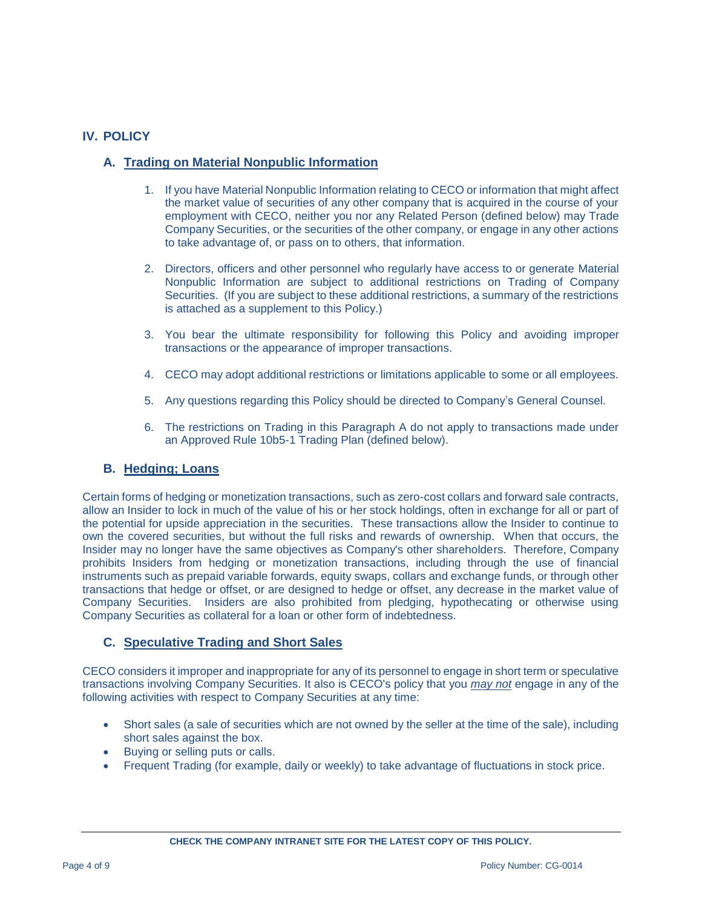## IV. POLICY

### A. Trading on Material Nonpublic Information

1. If you have Material Nonpublic Information relating to CECO or information that might affect the market value of securities of any other company that is acquired in the course of your employment with CECO, neither you nor any Related Person (defined below) may Trade Company Securities, or the securities of the other company, or engage in any other actions to take advantage of, or pass on to others, that information.

2. Directors, officers and other personnel who regularly have access to or generate Material Nonpublic Information are subject to additional restrictions on Trading of Company Securities. (If you are subject to these additional restrictions, a summary of the restrictions is attached as a supplement to this Policy.)

3. You bear the ultimate responsibility for following this Policy and avoiding improper transactions or the appearance of improper transactions.

4. CECO may adopt additional restrictions or limitations applicable to some or all employees.

5. Any questions regarding this Policy should be directed to Company's General Counsel.

6. The restrictions on Trading in this Paragraph A do not apply to transactions made under an Approved Rule 10b5-1 Trading Plan (defined below).

### B. Hedging; Loans

Certain forms of hedging or monetization transactions, such as zero-cost collars and forward sale contracts, allow an Insider to lock in much of the value of his or her stock holdings, often in exchange for all or part of the potential for upside appreciation in the securities. These transactions allow the Insider to continue to own the covered securities, but without the full risks and rewards of ownership. When that occurs, the Insider may no longer have the same objectives as Company's other shareholders. Therefore, Company prohibits Insiders from hedging or monetization transactions, including through the use of financial instruments such as prepaid variable forwards, equity swaps, collars and exchange funds, or through other transactions that hedge or offset, or are designed to hedge or offset, any decrease in the market value of Company Securities. Insiders are also prohibited from pledging, hypothecating or otherwise using Company Securities as collateral for a loan or other form of indebtedness.

### C. Speculative Trading and Short Sales

CECO considers it improper and inappropriate for any of its personnel to engage in short term or speculative transactions involving Company Securities. It also is CECO's policy that you *may not* engage in any of the following activities with respect to Company Securities at any time:

- Short sales (a sale of securities which are not owned by the seller at the time of the sale), including short sales against the box.
- Buying or selling puts or calls.
- Frequent Trading (for example, daily or weekly) to take advantage of fluctuations in stock price.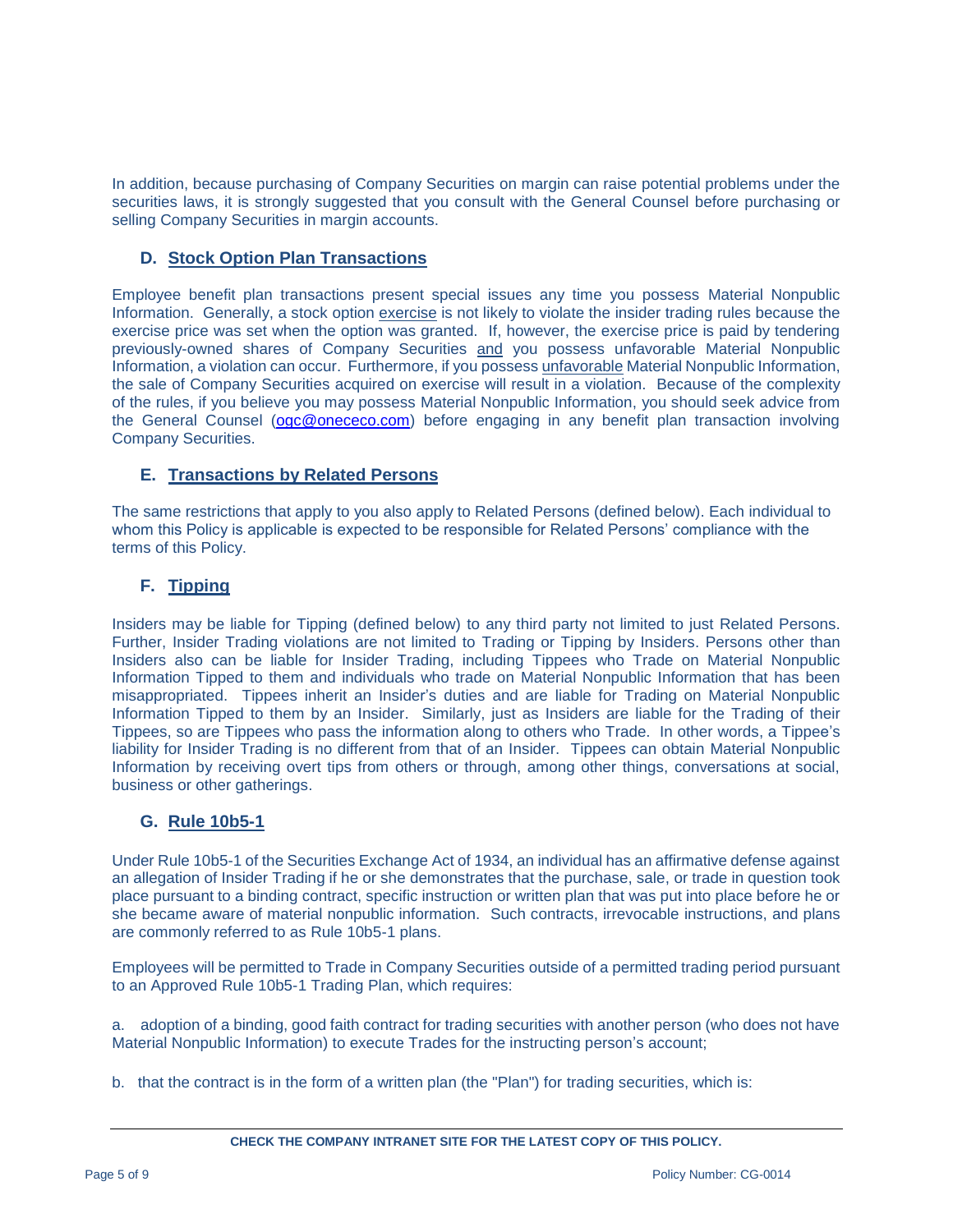In addition, because purchasing of Company Securities on margin can raise potential problems under the securities laws, it is strongly suggested that you consult with the General Counsel before purchasing or selling Company Securities in margin accounts.

### D. Stock Option Plan Transactions

Employee benefit plan transactions present special issues any time you possess Material Nonpublic Information. Generally, a stock option exercise is not likely to violate the insider trading rules because the exercise price was set when the option was granted. If, however, the exercise price is paid by tendering previously-owned shares of Company Securities and you possess unfavorable Material Nonpublic Information, a violation can occur. Furthermore, if you possess unfavorable Material Nonpublic Information, the sale of Company Securities acquired on exercise will result in a violation. Because of the complexity of the rules, if you believe you may possess Material Nonpublic Information, you should seek advice from the General Counsel (ogc@onececo.com) before engaging in any benefit plan transaction involving Company Securities.

### E. Transactions by Related Persons

The same restrictions that apply to you also apply to Related Persons (defined below). Each individual to whom this Policy is applicable is expected to be responsible for Related Persons' compliance with the terms of this Policy.

### F. Tipping

Insiders may be liable for Tipping (defined below) to any third party not limited to just Related Persons. Further, Insider Trading violations are not limited to Trading or Tipping by Insiders. Persons other than Insiders also can be liable for Insider Trading, including Tippees who Trade on Material Nonpublic Information Tipped to them and individuals who trade on Material Nonpublic Information that has been misappropriated. Tippees inherit an Insider's duties and are liable for Trading on Material Nonpublic Information Tipped to them by an Insider. Similarly, just as Insiders are liable for the Trading of their Tippees, so are Tippees who pass the information along to others who Trade. In other words, a Tippee's liability for Insider Trading is no different from that of an Insider. Tippees can obtain Material Nonpublic Information by receiving overt tips from others or through, among other things, conversations at social, business or other gatherings.

### G. Rule 10b5-1

Under Rule 10b5-1 of the Securities Exchange Act of 1934, an individual has an affirmative defense against an allegation of Insider Trading if he or she demonstrates that the purchase, sale, or trade in question took place pursuant to a binding contract, specific instruction or written plan that was put into place before he or she became aware of material nonpublic information. Such contracts, irrevocable instructions, and plans are commonly referred to as Rule 10b5-1 plans.

Employees will be permitted to Trade in Company Securities outside of a permitted trading period pursuant to an Approved Rule 10b5-1 Trading Plan, which requires:

a. adoption of a binding, good faith contract for trading securities with another person (who does not have Material Nonpublic Information) to execute Trades for the instructing person's account;

b. that the contract is in the form of a written plan (the "Plan") for trading securities, which is: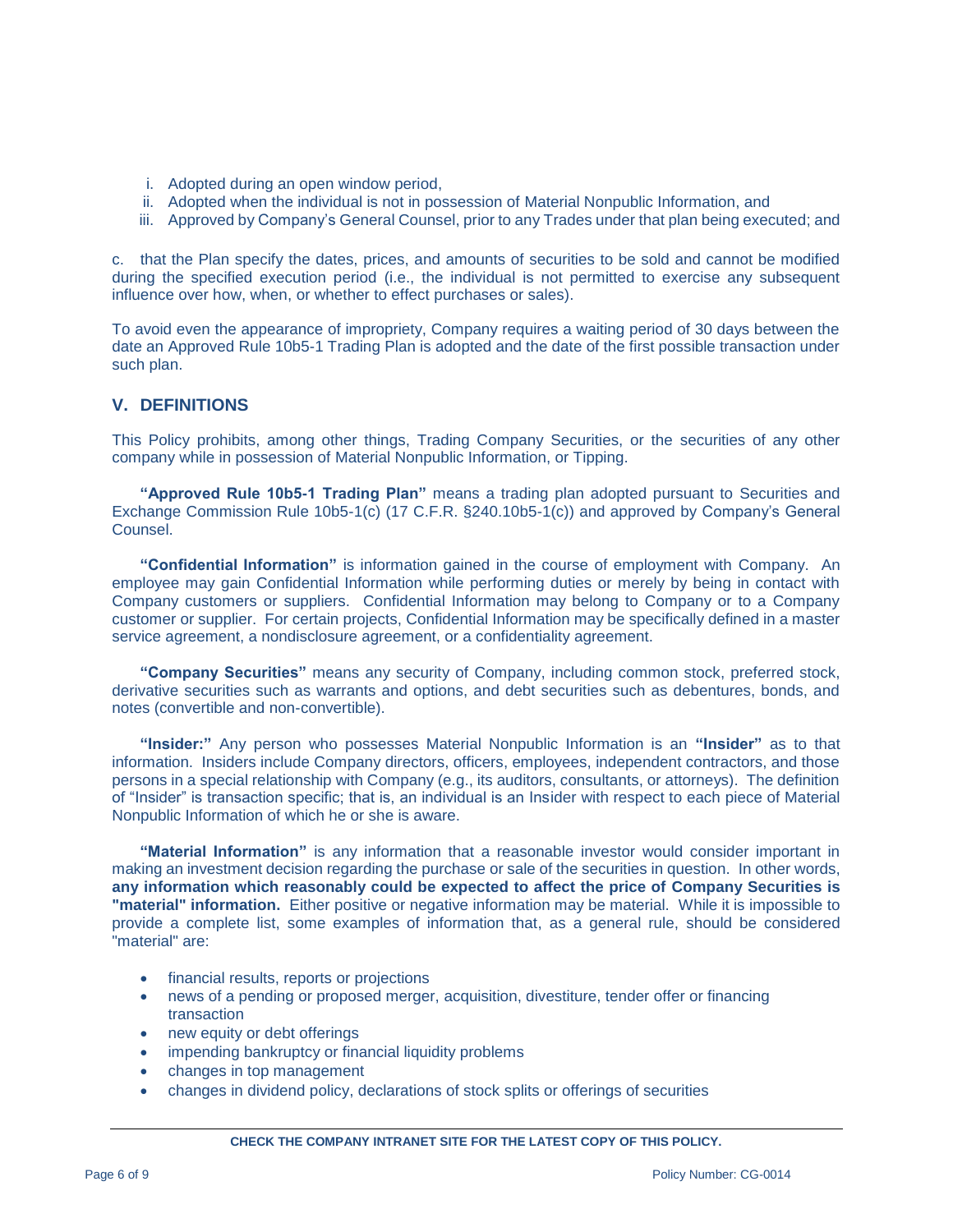i. Adopted during an open window period,
ii. Adopted when the individual is not in possession of Material Nonpublic Information, and
iii. Approved by Company's General Counsel, prior to any Trades under that plan being executed; and

c. that the Plan specify the dates, prices, and amounts of securities to be sold and cannot be modified during the specified execution period (i.e., the individual is not permitted to exercise any subsequent influence over how, when, or whether to effect purchases or sales).

To avoid even the appearance of impropriety, Company requires a waiting period of 30 days between the date an Approved Rule 10b5-1 Trading Plan is adopted and the date of the first possible transaction under such plan.

## V. DEFINITIONS

This Policy prohibits, among other things, Trading Company Securities, or the securities of any other company while in possession of Material Nonpublic Information, or Tipping.

**"Approved Rule 10b5-1 Trading Plan"** means a trading plan adopted pursuant to Securities and Exchange Commission Rule 10b5-1(c) (17 C.F.R. §240.10b5-1(c)) and approved by Company's General Counsel.

**"Confidential Information"** is information gained in the course of employment with Company. An employee may gain Confidential Information while performing duties or merely by being in contact with Company customers or suppliers. Confidential Information may belong to Company or to a Company customer or supplier. For certain projects, Confidential Information may be specifically defined in a master service agreement, a nondisclosure agreement, or a confidentiality agreement.

**"Company Securities"** means any security of Company, including common stock, preferred stock, derivative securities such as warrants and options, and debt securities such as debentures, bonds, and notes (convertible and non-convertible).

**"Insider:"** Any person who possesses Material Nonpublic Information is an **"Insider"** as to that information. Insiders include Company directors, officers, employees, independent contractors, and those persons in a special relationship with Company (e.g., its auditors, consultants, or attorneys). The definition of "Insider" is transaction specific; that is, an individual is an Insider with respect to each piece of Material Nonpublic Information of which he or she is aware.

**"Material Information"** is any information that a reasonable investor would consider important in making an investment decision regarding the purchase or sale of the securities in question. In other words, **any information which reasonably could be expected to affect the price of Company Securities is "material" information.** Either positive or negative information may be material. While it is impossible to provide a complete list, some examples of information that, as a general rule, should be considered "material" are:

- financial results, reports or projections
- news of a pending or proposed merger, acquisition, divestiture, tender offer or financing transaction
- new equity or debt offerings
- impending bankruptcy or financial liquidity problems
- changes in top management
- changes in dividend policy, declarations of stock splits or offerings of securities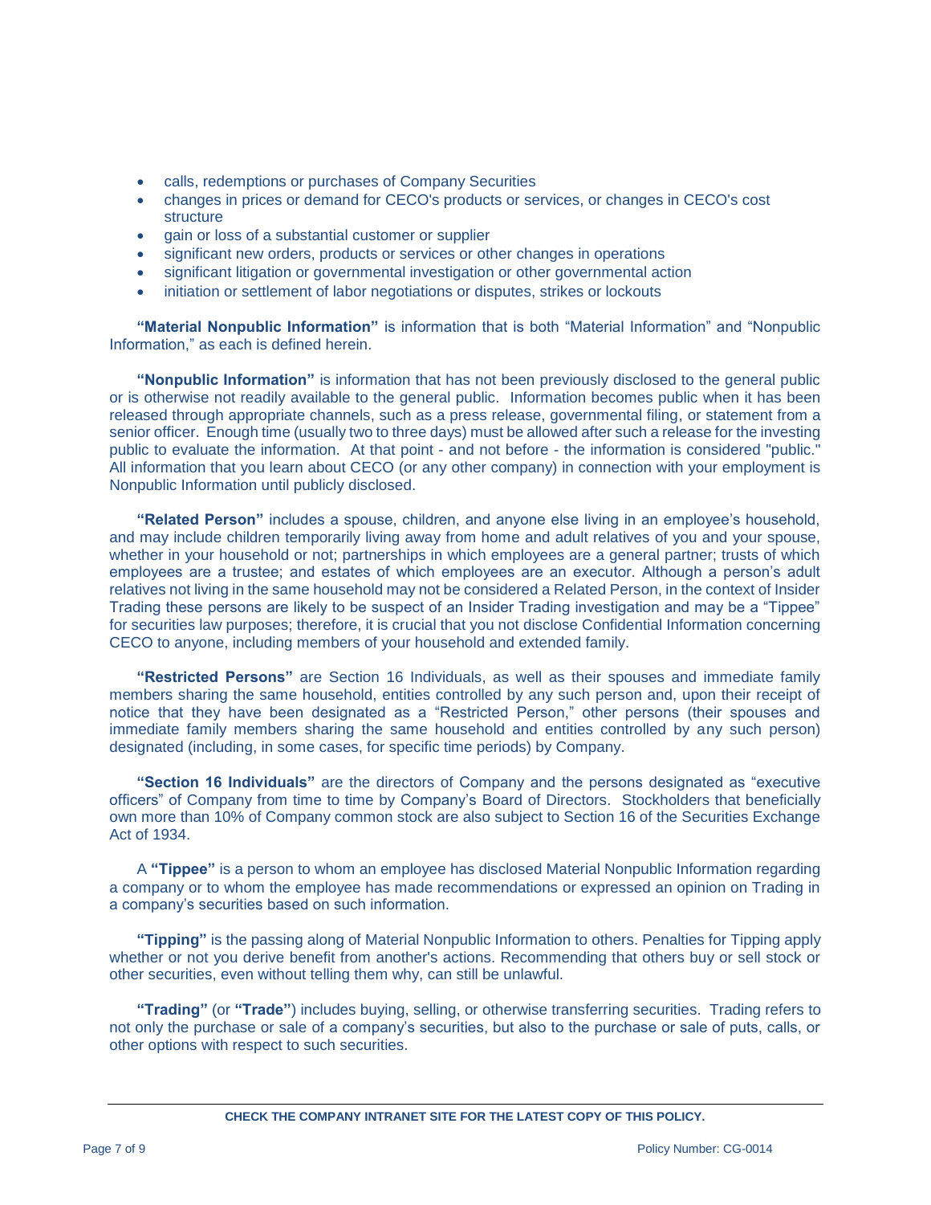- calls, redemptions or purchases of Company Securities
- changes in prices or demand for CECO's products or services, or changes in CECO's cost structure
- gain or loss of a substantial customer or supplier
- significant new orders, products or services or other changes in operations
- significant litigation or governmental investigation or other governmental action
- initiation or settlement of labor negotiations or disputes, strikes or lockouts

**"Material Nonpublic Information"** is information that is both "Material Information" and "Nonpublic Information," as each is defined herein.

**"Nonpublic Information"** is information that has not been previously disclosed to the general public or is otherwise not readily available to the general public. Information becomes public when it has been released through appropriate channels, such as a press release, governmental filing, or statement from a senior officer. Enough time (usually two to three days) must be allowed after such a release for the investing public to evaluate the information. At that point - and not before - the information is considered "public." All information that you learn about CECO (or any other company) in connection with your employment is Nonpublic Information until publicly disclosed.

**"Related Person"** includes a spouse, children, and anyone else living in an employee's household, and may include children temporarily living away from home and adult relatives of you and your spouse, whether in your household or not; partnerships in which employees are a general partner; trusts of which employees are a trustee; and estates of which employees are an executor. Although a person's adult relatives not living in the same household may not be considered a Related Person, in the context of Insider Trading these persons are likely to be suspect of an Insider Trading investigation and may be a "Tippee" for securities law purposes; therefore, it is crucial that you not disclose Confidential Information concerning CECO to anyone, including members of your household and extended family.

**"Restricted Persons"** are Section 16 Individuals, as well as their spouses and immediate family members sharing the same household, entities controlled by any such person and, upon their receipt of notice that they have been designated as a "Restricted Person," other persons (their spouses and immediate family members sharing the same household and entities controlled by any such person) designated (including, in some cases, for specific time periods) by Company.

**"Section 16 Individuals"** are the directors of Company and the persons designated as "executive officers" of Company from time to time by Company's Board of Directors. Stockholders that beneficially own more than 10% of Company common stock are also subject to Section 16 of the Securities Exchange Act of 1934.

A **"Tippee"** is a person to whom an employee has disclosed Material Nonpublic Information regarding a company or to whom the employee has made recommendations or expressed an opinion on Trading in a company's securities based on such information.

**"Tipping"** is the passing along of Material Nonpublic Information to others. Penalties for Tipping apply whether or not you derive benefit from another's actions. Recommending that others buy or sell stock or other securities, even without telling them why, can still be unlawful.

**"Trading"** (or **"Trade"**) includes buying, selling, or otherwise transferring securities. Trading refers to not only the purchase or sale of a company's securities, but also to the purchase or sale of puts, calls, or other options with respect to such securities.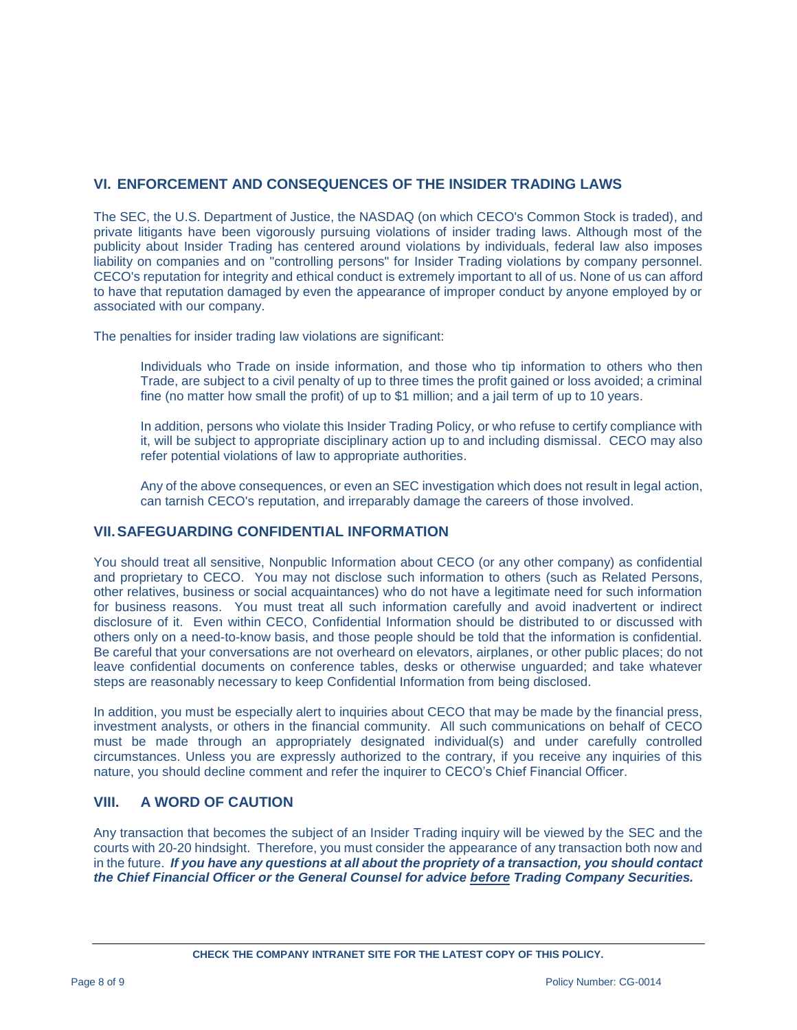## VI. ENFORCEMENT AND CONSEQUENCES OF THE INSIDER TRADING LAWS

The SEC, the U.S. Department of Justice, the NASDAQ (on which CECO's Common Stock is traded), and private litigants have been vigorously pursuing violations of insider trading laws. Although most of the publicity about Insider Trading has centered around violations by individuals, federal law also imposes liability on companies and on "controlling persons" for Insider Trading violations by company personnel. CECO's reputation for integrity and ethical conduct is extremely important to all of us. None of us can afford to have that reputation damaged by even the appearance of improper conduct by anyone employed by or associated with our company.

The penalties for insider trading law violations are significant:

> Individuals who Trade on inside information, and those who tip information to others who then Trade, are subject to a civil penalty of up to three times the profit gained or loss avoided; a criminal fine (no matter how small the profit) of up to $1 million; and a jail term of up to 10 years.
>
> In addition, persons who violate this Insider Trading Policy, or who refuse to certify compliance with it, will be subject to appropriate disciplinary action up to and including dismissal. CECO may also refer potential violations of law to appropriate authorities.
>
> Any of the above consequences, or even an SEC investigation which does not result in legal action, can tarnish CECO's reputation, and irreparably damage the careers of those involved.

## VII. SAFEGUARDING CONFIDENTIAL INFORMATION

You should treat all sensitive, Nonpublic Information about CECO (or any other company) as confidential and proprietary to CECO. You may not disclose such information to others (such as Related Persons, other relatives, business or social acquaintances) who do not have a legitimate need for such information for business reasons. You must treat all such information carefully and avoid inadvertent or indirect disclosure of it. Even within CECO, Confidential Information should be distributed to or discussed with others only on a need-to-know basis, and those people should be told that the information is confidential. Be careful that your conversations are not overheard on elevators, airplanes, or other public places; do not leave confidential documents on conference tables, desks or otherwise unguarded; and take whatever steps are reasonably necessary to keep Confidential Information from being disclosed.

In addition, you must be especially alert to inquiries about CECO that may be made by the financial press, investment analysts, or others in the financial community. All such communications on behalf of CECO must be made through an appropriately designated individual(s) and under carefully controlled circumstances. Unless you are expressly authorized to the contrary, if you receive any inquiries of this nature, you should decline comment and refer the inquirer to CECO's Chief Financial Officer.

## VIII. A WORD OF CAUTION

Any transaction that becomes the subject of an Insider Trading inquiry will be viewed by the SEC and the courts with 20-20 hindsight. Therefore, you must consider the appearance of any transaction both now and in the future. ***If you have any questions at all about the propriety of a transaction, you should contact the Chief Financial Officer or the General Counsel for advice <u>before</u> Trading Company Securities.***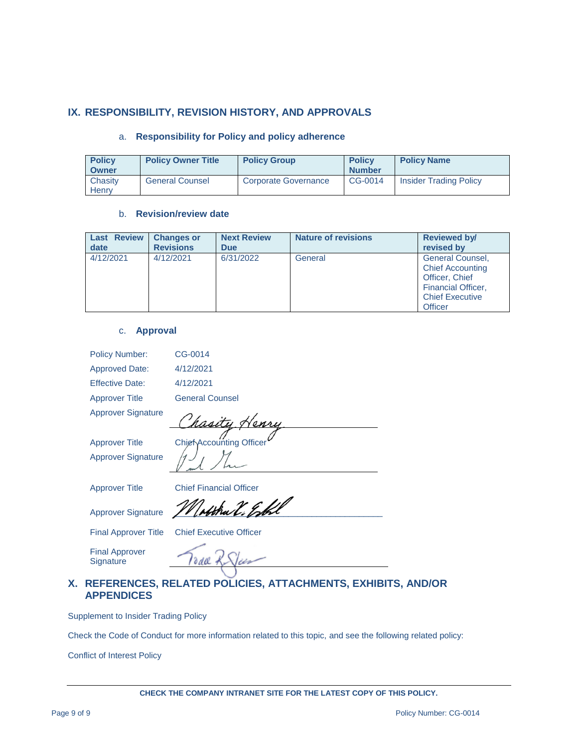## IX. RESPONSIBILITY, REVISION HISTORY, AND APPROVALS

### a. Responsibility for Policy and policy adherence

| Policy Owner | Policy Owner Title | Policy Group | Policy Number | Policy Name |
|---|---|---|---|---|
| Chasity Henry | General Counsel | Corporate Governance | CG-0014 | Insider Trading Policy |

### b. Revision/review date

| Last Review date | Changes or Revisions | Next Review Due | Nature of revisions | Reviewed by/ revised by |
|---|---|---|---|---|
| 4/12/2021 | 4/12/2021 | 6/31/2022 | General | General Counsel, Chief Accounting Officer, Chief Financial Officer, Chief Executive Officer |

### c. Approval

Policy Number: CG-0014

Approved Date: 4/12/2021

Effective Date: 4/12/2021

Approver Title: General Counsel

Approver Signature: Chasity Henry

Approver Title: Chief Accounting Officer

Approver Signature: [signature]

Approver Title: Chief Financial Officer

Approver Signature: [signature]

Final Approver Title: Chief Executive Officer

Final Approver Signature: [signature]

## X. REFERENCES, RELATED POLICIES, ATTACHMENTS, EXHIBITS, AND/OR APPENDICES

Supplement to Insider Trading Policy

Check the Code of Conduct for more information related to this topic, and see the following related policy:

Conflict of Interest Policy

**CHECK THE COMPANY INTRANET SITE FOR THE LATEST COPY OF THIS POLICY.**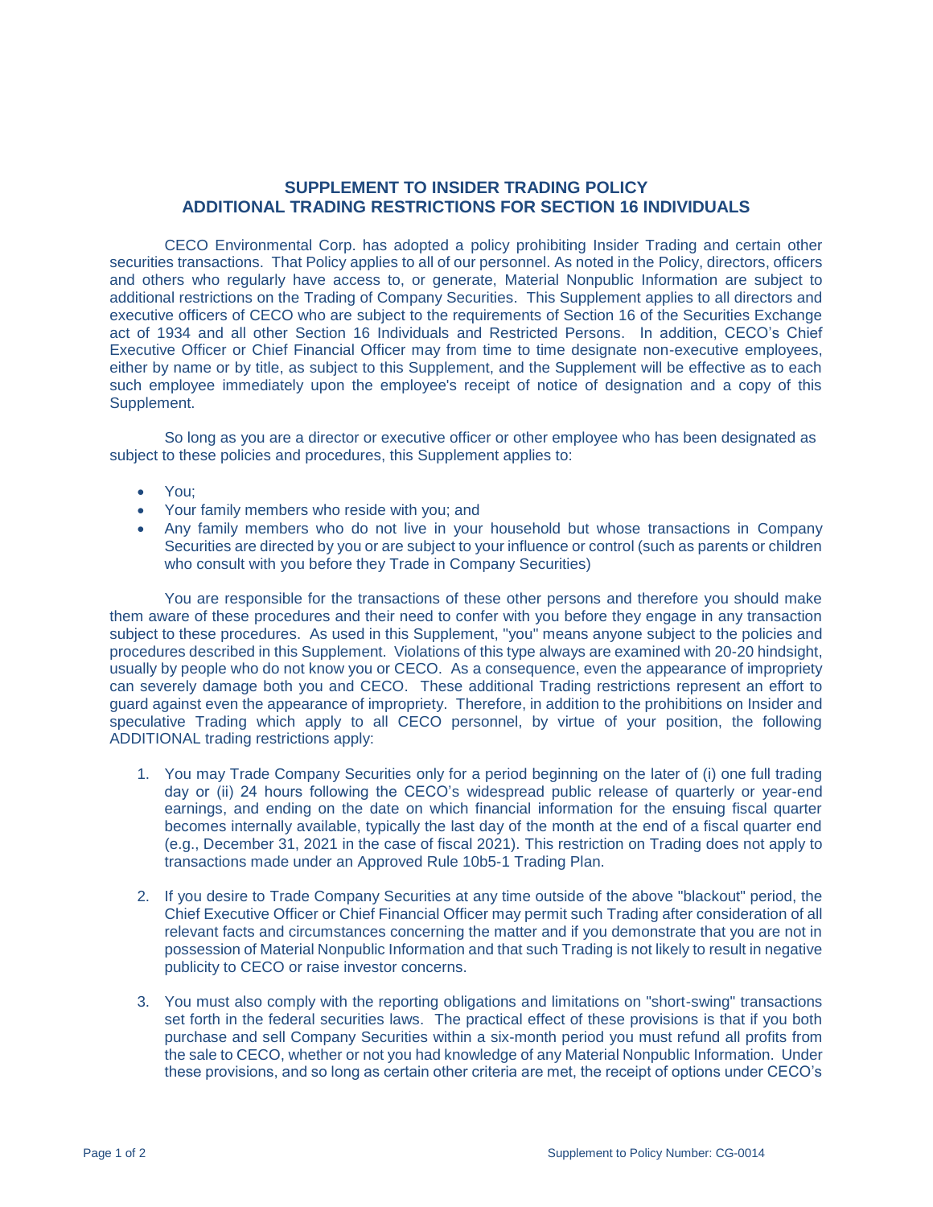## SUPPLEMENT TO INSIDER TRADING POLICY
## ADDITIONAL TRADING RESTRICTIONS FOR SECTION 16 INDIVIDUALS

CECO Environmental Corp. has adopted a policy prohibiting Insider Trading and certain other securities transactions. That Policy applies to all of our personnel. As noted in the Policy, directors, officers and others who regularly have access to, or generate, Material Nonpublic Information are subject to additional restrictions on the Trading of Company Securities. This Supplement applies to all directors and executive officers of CECO who are subject to the requirements of Section 16 of the Securities Exchange act of 1934 and all other Section 16 Individuals and Restricted Persons. In addition, CECO's Chief Executive Officer or Chief Financial Officer may from time to time designate non-executive employees, either by name or by title, as subject to this Supplement, and the Supplement will be effective as to each such employee immediately upon the employee's receipt of notice of designation and a copy of this Supplement.

So long as you are a director or executive officer or other employee who has been designated as subject to these policies and procedures, this Supplement applies to:

- You;
- Your family members who reside with you; and
- Any family members who do not live in your household but whose transactions in Company Securities are directed by you or are subject to your influence or control (such as parents or children who consult with you before they Trade in Company Securities)

You are responsible for the transactions of these other persons and therefore you should make them aware of these procedures and their need to confer with you before they engage in any transaction subject to these procedures. As used in this Supplement, "you" means anyone subject to the policies and procedures described in this Supplement. Violations of this type always are examined with 20-20 hindsight, usually by people who do not know you or CECO. As a consequence, even the appearance of impropriety can severely damage both you and CECO. These additional Trading restrictions represent an effort to guard against even the appearance of impropriety. Therefore, in addition to the prohibitions on Insider and speculative Trading which apply to all CECO personnel, by virtue of your position, the following ADDITIONAL trading restrictions apply:

1. You may Trade Company Securities only for a period beginning on the later of (i) one full trading day or (ii) 24 hours following the CECO's widespread public release of quarterly or year-end earnings, and ending on the date on which financial information for the ensuing fiscal quarter becomes internally available, typically the last day of the month at the end of a fiscal quarter end (e.g., December 31, 2021 in the case of fiscal 2021). This restriction on Trading does not apply to transactions made under an Approved Rule 10b5-1 Trading Plan.

2. If you desire to Trade Company Securities at any time outside of the above "blackout" period, the Chief Executive Officer or Chief Financial Officer may permit such Trading after consideration of all relevant facts and circumstances concerning the matter and if you demonstrate that you are not in possession of Material Nonpublic Information and that such Trading is not likely to result in negative publicity to CECO or raise investor concerns.

3. You must also comply with the reporting obligations and limitations on "short-swing" transactions set forth in the federal securities laws. The practical effect of these provisions is that if you both purchase and sell Company Securities within a six-month period you must refund all profits from the sale to CECO, whether or not you had knowledge of any Material Nonpublic Information. Under these provisions, and so long as certain other criteria are met, the receipt of options under CECO's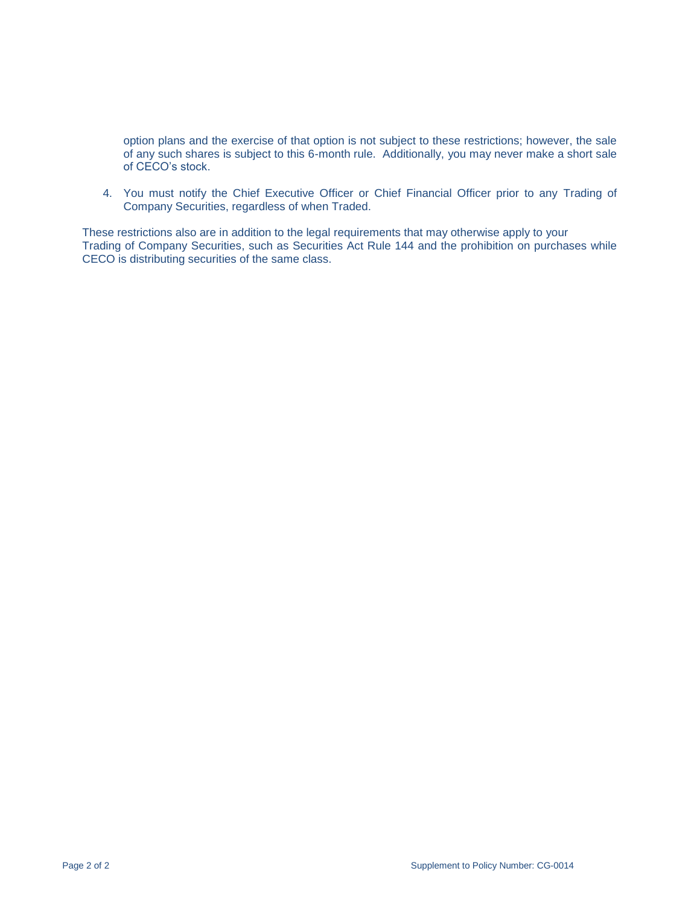option plans and the exercise of that option is not subject to these restrictions; however, the sale of any such shares is subject to this 6-month rule. Additionally, you may never make a short sale of CECO's stock.

4. You must notify the Chief Executive Officer or Chief Financial Officer prior to any Trading of Company Securities, regardless of when Traded.

These restrictions also are in addition to the legal requirements that may otherwise apply to your Trading of Company Securities, such as Securities Act Rule 144 and the prohibition on purchases while CECO is distributing securities of the same class.